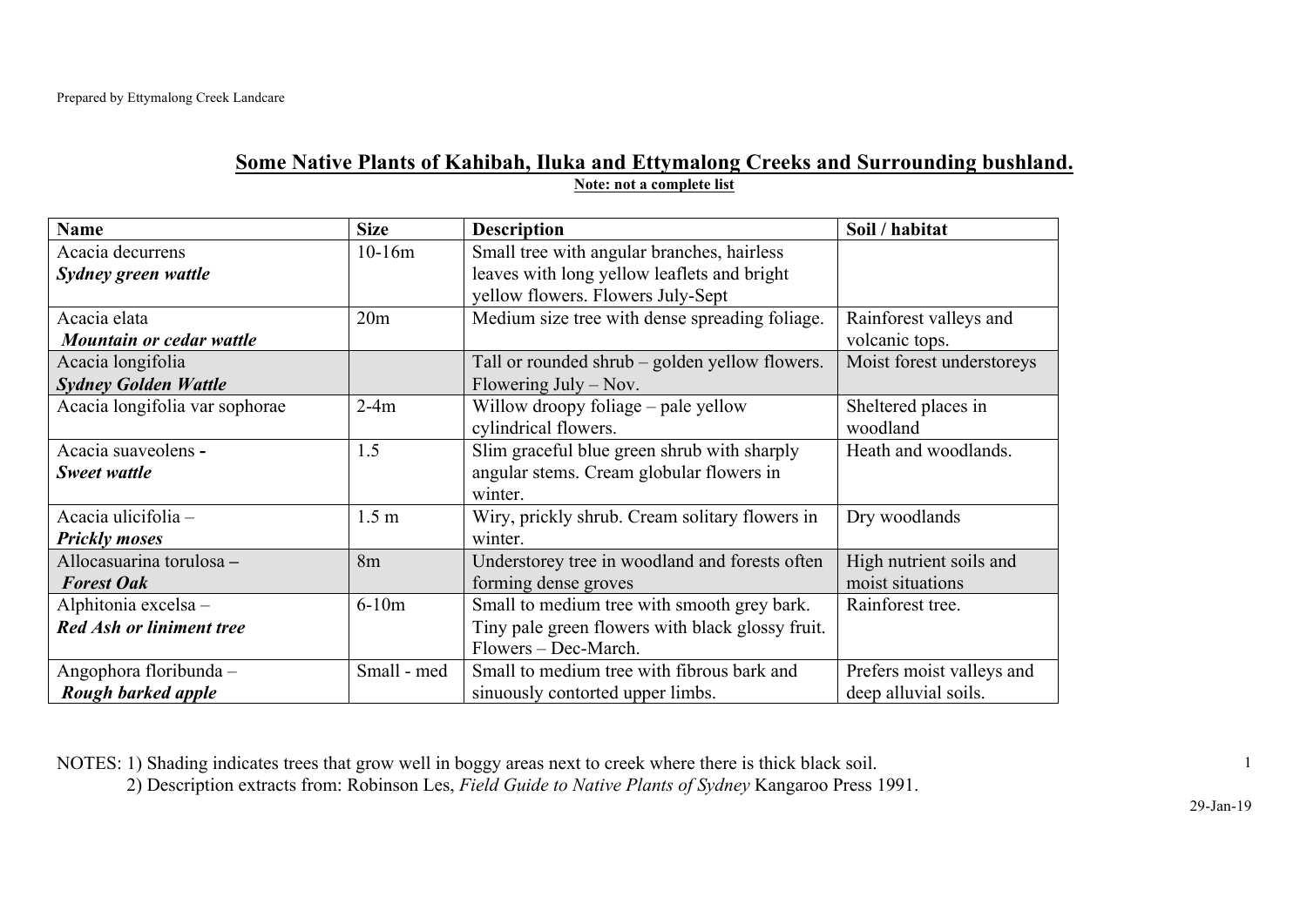Prepared by Ettymalong Creek Landcare

## Some Native Plants of Kahibah, Iluka and Ettymalong Creeks and Surrounding bushland.

**Note: not a complete list**

| Name | Size | Description | Soil / habitat |
|---|---|---|---|
| Acacia decurrens<br>***Sydney green wattle*** | 10-16m | Small tree with angular branches, hairless leaves with long yellow leaflets and bright yellow flowers. Flowers July-Sept | |
| Acacia elata<br>***Mountain or cedar wattle*** | 20m | Medium size tree with dense spreading foliage. | Rainforest valleys and volcanic tops. |
| Acacia longifolia<br>***Sydney Golden Wattle*** | | Tall or rounded shrub – golden yellow flowers. Flowering July – Nov. | Moist forest understoreys |
| Acacia longifolia var sophorae | 2-4m | Willow droopy foliage – pale yellow cylindrical flowers. | Sheltered places in woodland |
| Acacia suaveolens **-**<br>***Sweet wattle*** | 1.5 | Slim graceful blue green shrub with sharply angular stems. Cream globular flowers in winter. | Heath and woodlands. |
| Acacia ulicifolia –<br>***Prickly moses*** | 1.5 m | Wiry, prickly shrub. Cream solitary flowers in winter. | Dry woodlands |
| Allocasuarina torulosa **–**<br>***Forest Oak*** | 8m | Understorey tree in woodland and forests often forming dense groves | High nutrient soils and moist situations |
| Alphitonia excelsa –<br>***Red Ash or liniment tree*** | 6-10m | Small to medium tree with smooth grey bark. Tiny pale green flowers with black glossy fruit. Flowers – Dec-March. | Rainforest tree. |
| Angophora floribunda –<br>***Rough barked apple*** | Small - med | Small to medium tree with fibrous bark and sinuously contorted upper limbs. | Prefers moist valleys and deep alluvial soils. |

NOTES: 1) Shading indicates trees that grow well in boggy areas next to creek where there is thick black soil.
2) Description extracts from: Robinson Les, *Field Guide to Native Plants of Sydney* Kangaroo Press 1991.

29-Jan-19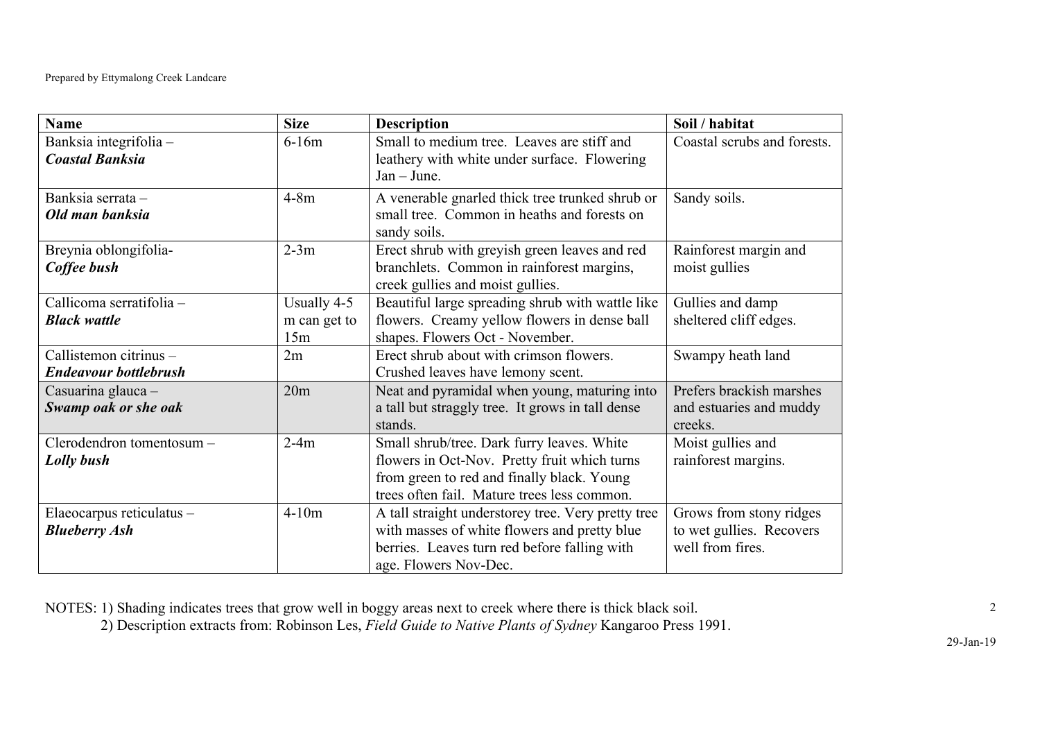Prepared by Ettymalong Creek Landcare

| Name | Size | Description | Soil / habitat |
|---|---|---|---|
| Banksia integrifolia – ***Coastal Banksia*** | 6-16m | Small to medium tree. Leaves are stiff and leathery with white under surface. Flowering Jan – June. | Coastal scrubs and forests. |
| Banksia serrata – ***Old man banksia*** | 4-8m | A venerable gnarled thick tree trunked shrub or small tree. Common in heaths and forests on sandy soils. | Sandy soils. |
| Breynia oblongifolia- ***Coffee bush*** | 2-3m | Erect shrub with greyish green leaves and red branchlets. Common in rainforest margins, creek gullies and moist gullies. | Rainforest margin and moist gullies |
| Callicoma serratifolia – ***Black wattle*** | Usually 4-5 m can get to 15m | Beautiful large spreading shrub with wattle like flowers. Creamy yellow flowers in dense ball shapes. Flowers Oct - November. | Gullies and damp sheltered cliff edges. |
| Callistemon citrinus – ***Endeavour bottlebrush*** | 2m | Erect shrub about with crimson flowers. Crushed leaves have lemony scent. | Swampy heath land |
| Casuarina glauca – ***Swamp oak or she oak*** | 20m | Neat and pyramidal when young, maturing into a tall but straggly tree. It grows in tall dense stands. | Prefers brackish marshes and estuaries and muddy creeks. |
| Clerodendron tomentosum – ***Lolly bush*** | 2-4m | Small shrub/tree. Dark furry leaves. White flowers in Oct-Nov. Pretty fruit which turns from green to red and finally black. Young trees often fail. Mature trees less common. | Moist gullies and rainforest margins. |
| Elaeocarpus reticulatus – ***Blueberry Ash*** | 4-10m | A tall straight understorey tree. Very pretty tree with masses of white flowers and pretty blue berries. Leaves turn red before falling with age. Flowers Nov-Dec. | Grows from stony ridges to wet gullies. Recovers well from fires. |

NOTES: 1) Shading indicates trees that grow well in boggy areas next to creek where there is thick black soil.
2) Description extracts from: Robinson Les, *Field Guide to Native Plants of Sydney* Kangaroo Press 1991.

29-Jan-19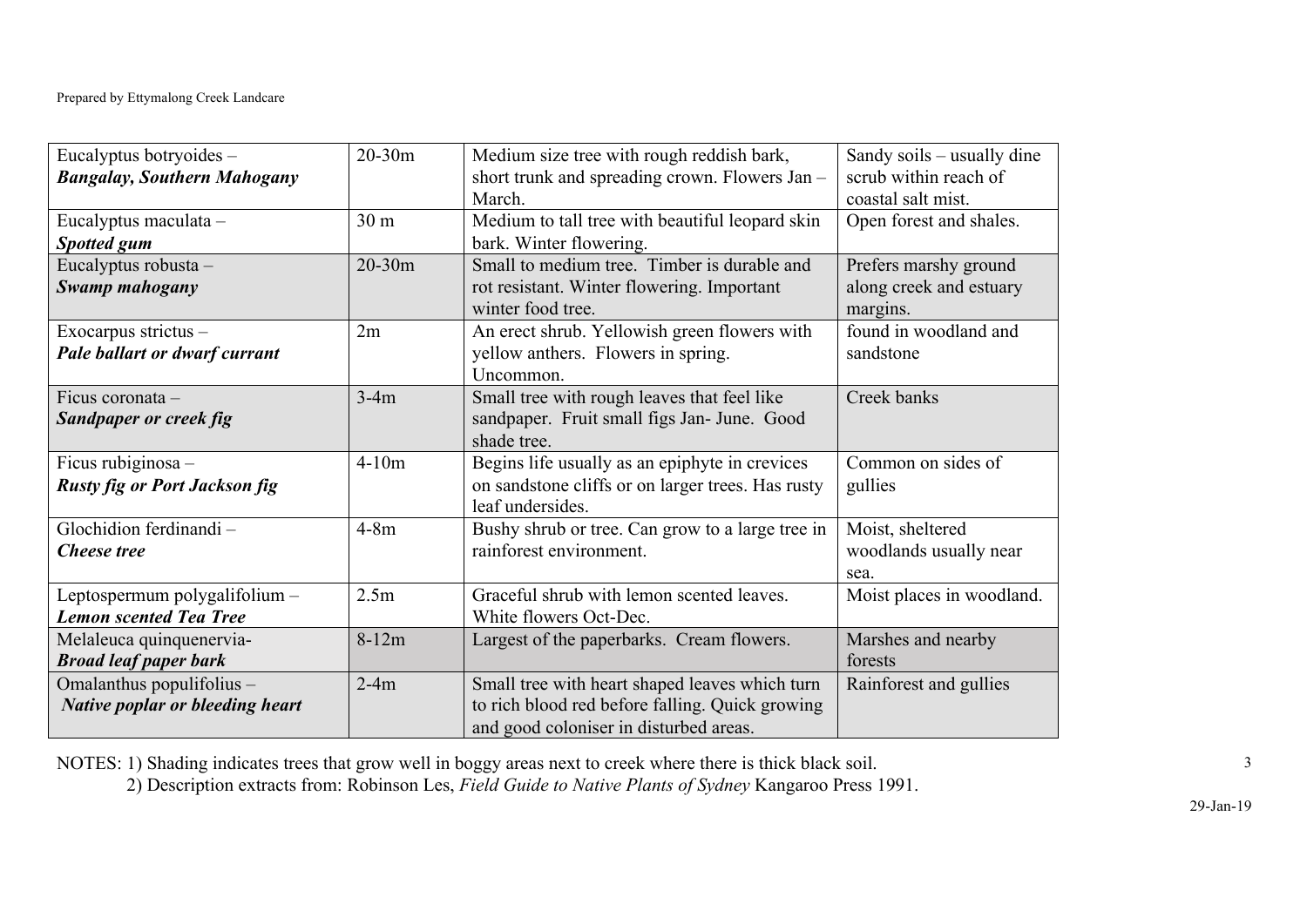| Eucalyptus botryoides – ***Bangalay, Southern Mahogany*** | 20-30m | Medium size tree with rough reddish bark, short trunk and spreading crown. Flowers Jan – March. | Sandy soils – usually dine scrub within reach of coastal salt mist. |
|---|---|---|---|
| Eucalyptus maculata – ***Spotted gum*** | 30 m | Medium to tall tree with beautiful leopard skin bark. Winter flowering. | Open forest and shales. |
| Eucalyptus robusta – ***Swamp mahogany*** | 20-30m | Small to medium tree. Timber is durable and rot resistant. Winter flowering. Important winter food tree. | Prefers marshy ground along creek and estuary margins. |
| Exocarpus strictus – ***Pale ballart or dwarf currant*** | 2m | An erect shrub. Yellowish green flowers with yellow anthers. Flowers in spring. Uncommon. | found in woodland and sandstone |
| Ficus coronata – ***Sandpaper or creek fig*** | 3-4m | Small tree with rough leaves that feel like sandpaper. Fruit small figs Jan- June. Good shade tree. | Creek banks |
| Ficus rubiginosa – ***Rusty fig or Port Jackson fig*** | 4-10m | Begins life usually as an epiphyte in crevices on sandstone cliffs or on larger trees. Has rusty leaf undersides. | Common on sides of gullies |
| Glochidion ferdinandi – ***Cheese tree*** | 4-8m | Bushy shrub or tree. Can grow to a large tree in rainforest environment. | Moist, sheltered woodlands usually near sea. |
| Leptospermum polygalifolium – ***Lemon scented Tea Tree*** | 2.5m | Graceful shrub with lemon scented leaves. White flowers Oct-Dec. | Moist places in woodland. |
| Melaleuca quinquenervia- ***Broad leaf paper bark*** | 8-12m | Largest of the paperbarks. Cream flowers. | Marshes and nearby forests |
| Omalanthus populifolius – ***Native poplar or bleeding heart*** | 2-4m | Small tree with heart shaped leaves which turn to rich blood red before falling. Quick growing and good coloniser in disturbed areas. | Rainforest and gullies |

NOTES: 1) Shading indicates trees that grow well in boggy areas next to creek where there is thick black soil.
2) Description extracts from: Robinson Les, *Field Guide to Native Plants of Sydney* Kangaroo Press 1991.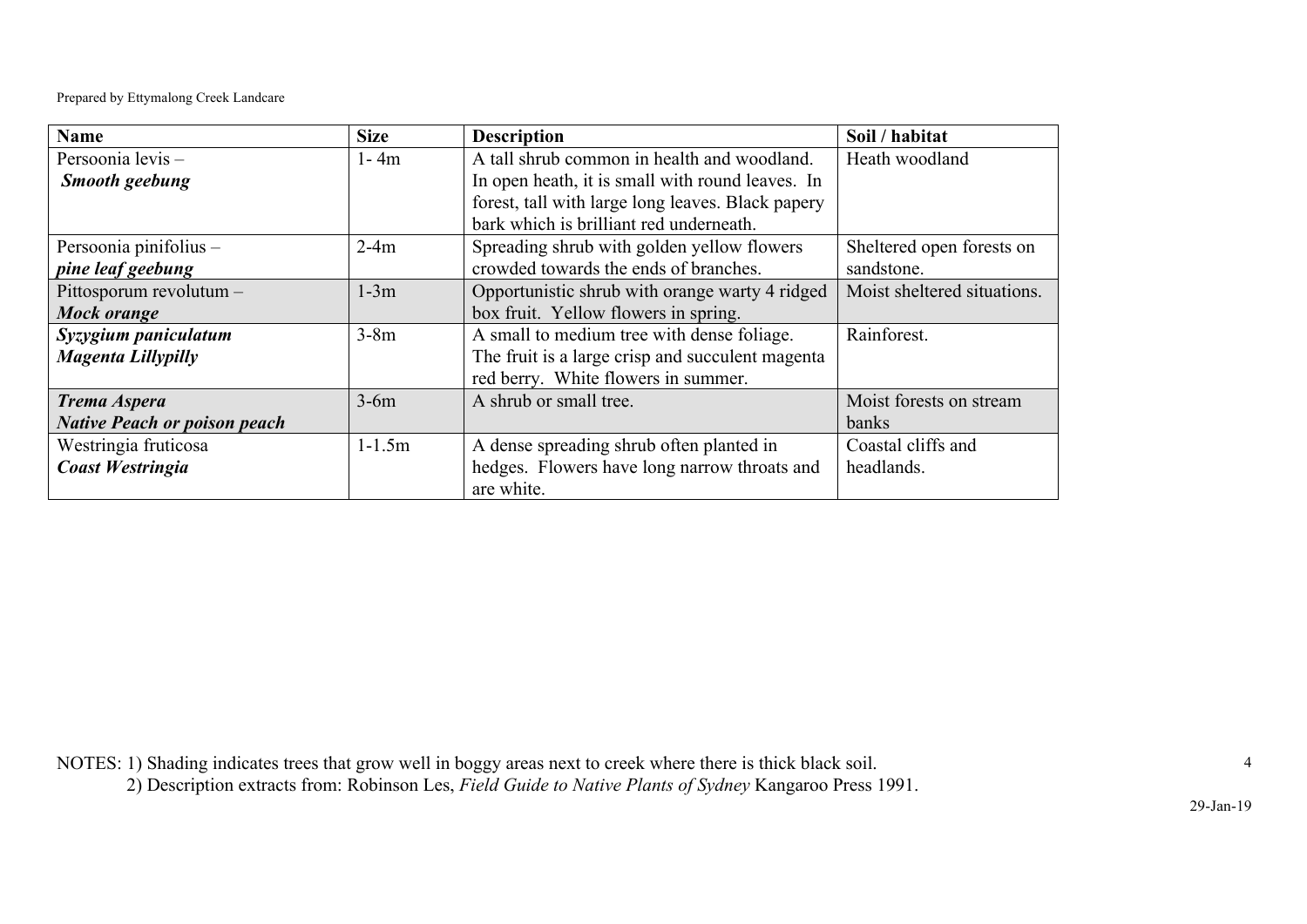Prepared by Ettymalong Creek Landcare

| Name | Size | Description | Soil / habitat |
|---|---|---|---|
| Persoonia levis – ***Smooth geebung*** | 1- 4m | A tall shrub common in health and woodland. In open heath, it is small with round leaves. In forest, tall with large long leaves. Black papery bark which is brilliant red underneath. | Heath woodland |
| Persoonia pinifolius – ***pine leaf geebung*** | 2-4m | Spreading shrub with golden yellow flowers crowded towards the ends of branches. | Sheltered open forests on sandstone. |
| Pittosporum revolutum – ***Mock orange*** | 1-3m | Opportunistic shrub with orange warty 4 ridged box fruit. Yellow flowers in spring. | Moist sheltered situations. |
| ***Syzygium paniculatum*** ***Magenta Lillypilly*** | 3-8m | A small to medium tree with dense foliage. The fruit is a large crisp and succulent magenta red berry. White flowers in summer. | Rainforest. |
| ***Trema Aspera*** ***Native Peach or poison peach*** | 3-6m | A shrub or small tree. | Moist forests on stream banks |
| Westringia fruticosa ***Coast Westringia*** | 1-1.5m | A dense spreading shrub often planted in hedges. Flowers have long narrow throats and are white. | Coastal cliffs and headlands. |

NOTES: 1) Shading indicates trees that grow well in boggy areas next to creek where there is thick black soil.
2) Description extracts from: Robinson Les, *Field Guide to Native Plants of Sydney* Kangaroo Press 1991.

29-Jan-19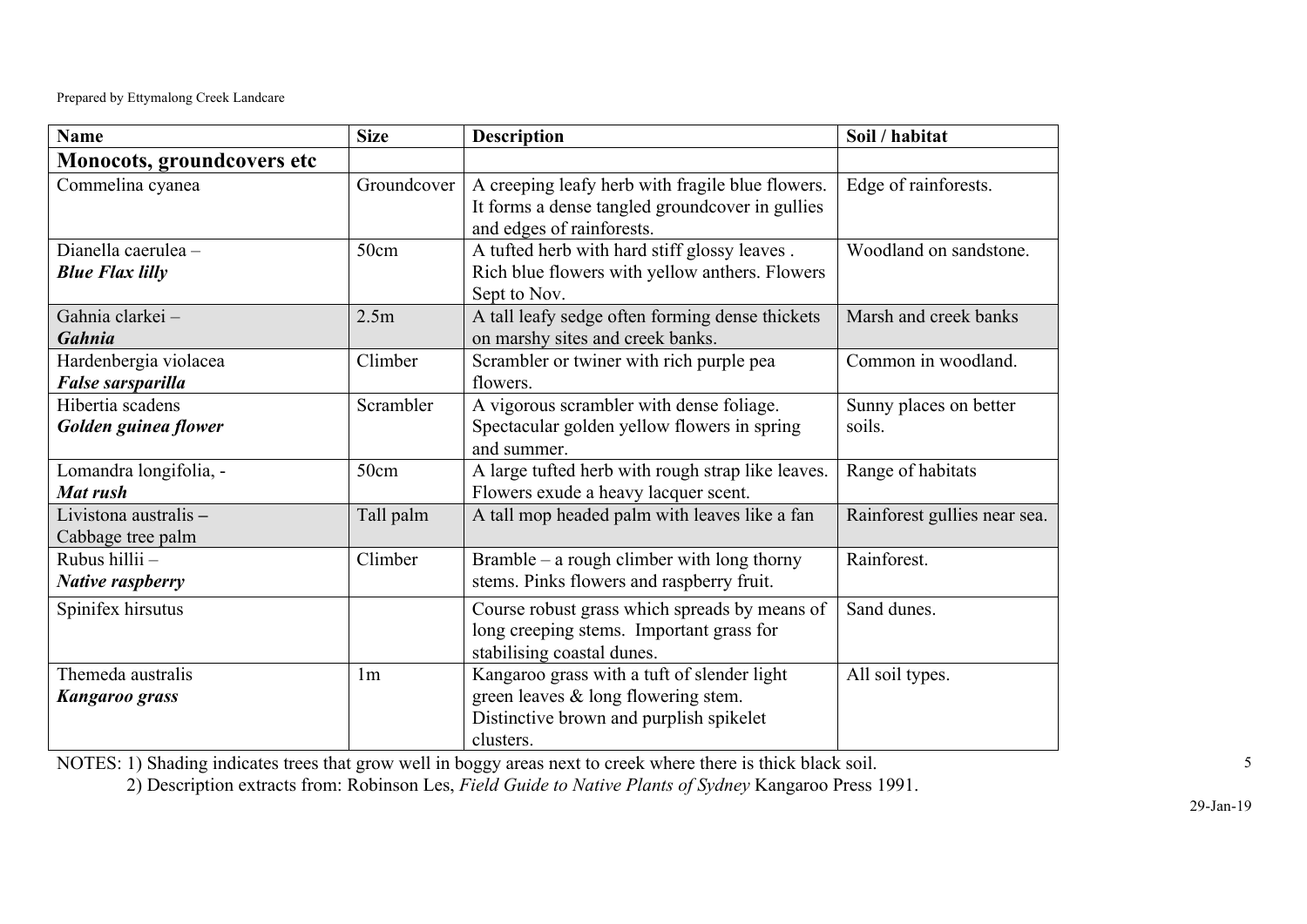Prepared by Ettymalong Creek Landcare

| Name | Size | Description | Soil / habitat |
|---|---|---|---|
| **Monocots, groundcovers etc** | | | |
| Commelina cyanea | Groundcover | A creeping leafy herb with fragile blue flowers. It forms a dense tangled groundcover in gullies and edges of rainforests. | Edge of rainforests. |
| Dianella caerulea – ***Blue Flax lilly*** | 50cm | A tufted herb with hard stiff glossy leaves . Rich blue flowers with yellow anthers. Flowers Sept to Nov. | Woodland on sandstone. |
| Gahnia clarkei – ***Gahnia*** | 2.5m | A tall leafy sedge often forming dense thickets on marshy sites and creek banks. | Marsh and creek banks |
| Hardenbergia violacea ***False sarsparilla*** | Climber | Scrambler or twiner with rich purple pea flowers. | Common in woodland. |
| Hibertia scadens ***Golden guinea flower*** | Scrambler | A vigorous scrambler with dense foliage. Spectacular golden yellow flowers in spring and summer. | Sunny places on better soils. |
| Lomandra longifolia, - ***Mat rush*** | 50cm | A large tufted herb with rough strap like leaves. Flowers exude a heavy lacquer scent. | Range of habitats |
| Livistona australis **–** Cabbage tree palm | Tall palm | A tall mop headed palm with leaves like a fan | Rainforest gullies near sea. |
| Rubus hillii – ***Native raspberry*** | Climber | Bramble – a rough climber with long thorny stems. Pinks flowers and raspberry fruit. | Rainforest. |
| Spinifex hirsutus | | Course robust grass which spreads by means of long creeping stems. Important grass for stabilising coastal dunes. | Sand dunes. |
| Themeda australis ***Kangaroo grass*** | 1m | Kangaroo grass with a tuft of slender light green leaves & long flowering stem. Distinctive brown and purplish spikelet clusters. | All soil types. |

NOTES: 1) Shading indicates trees that grow well in boggy areas next to creek where there is thick black soil.

2) Description extracts from: Robinson Les, *Field Guide to Native Plants of Sydney* Kangaroo Press 1991.

29-Jan-19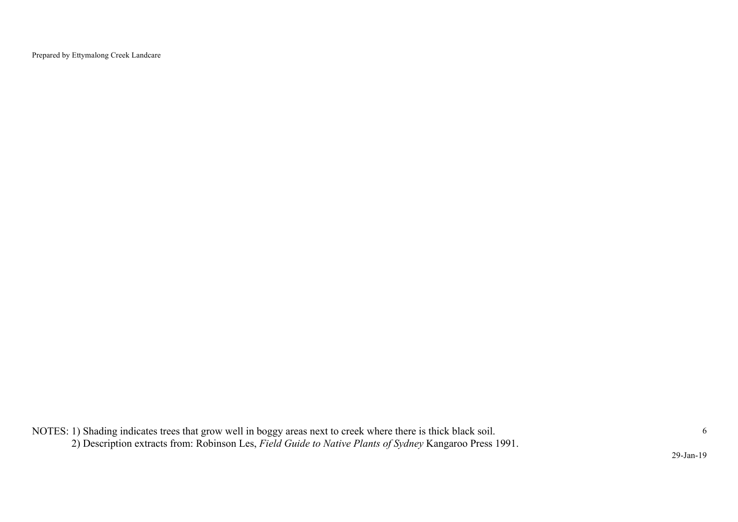NOTES: 1) Shading indicates trees that grow well in boggy areas next to creek where there is thick black soil.
2) Description extracts from: Robinson Les, *Field Guide to Native Plants of Sydney* Kangaroo Press 1991.